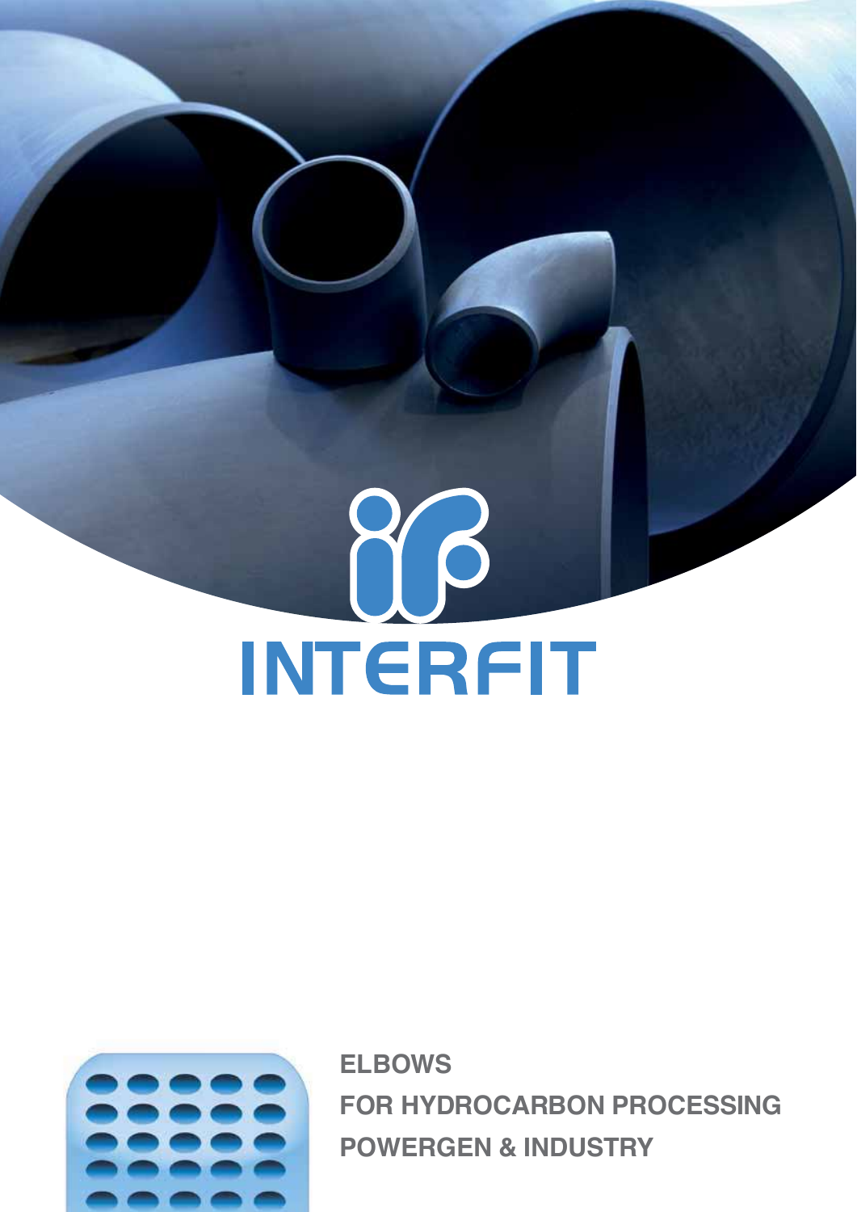# INTERFIT

**ELBOWS**

**FOR HYDROCARBON PROCESSING**

**POWERGEN & INDUSTRY**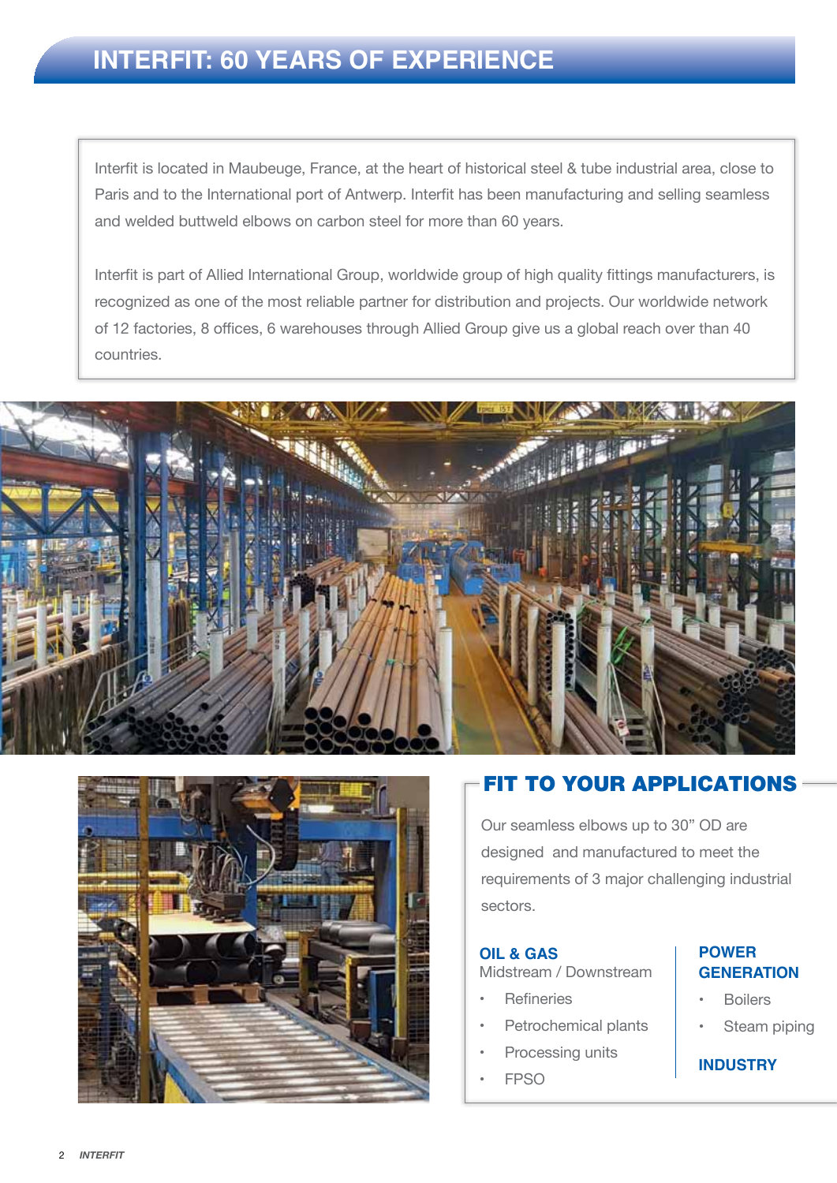# INTERFIT: 60 YEARS OF EXPERIENCE

Interfit is located in Maubeuge, France, at the heart of historical steel & tube industrial area, close to Paris and to the International port of Antwerp. Interfit has been manufacturing and selling seamless and welded buttweld elbows on carbon steel for more than 60 years.

Interfit is part of Allied International Group, worldwide group of high quality fittings manufacturers, is recognized as one of the most reliable partner for distribution and projects. Our worldwide network of 12 factories, 8 offices, 6 warehouses through Allied Group give us a global reach over than 40 countries.

## FIT TO YOUR APPLICATIONS

Our seamless elbows up to 30" OD are designed and manufactured to meet the requirements of 3 major challenging industrial sectors.

### OIL & GAS

Midstream / Downstream

- Refineries
- Petrochemical plants
- Processing units
- FPSO

### POWER GENERATION

- Boilers
- Steam piping

### INDUSTRY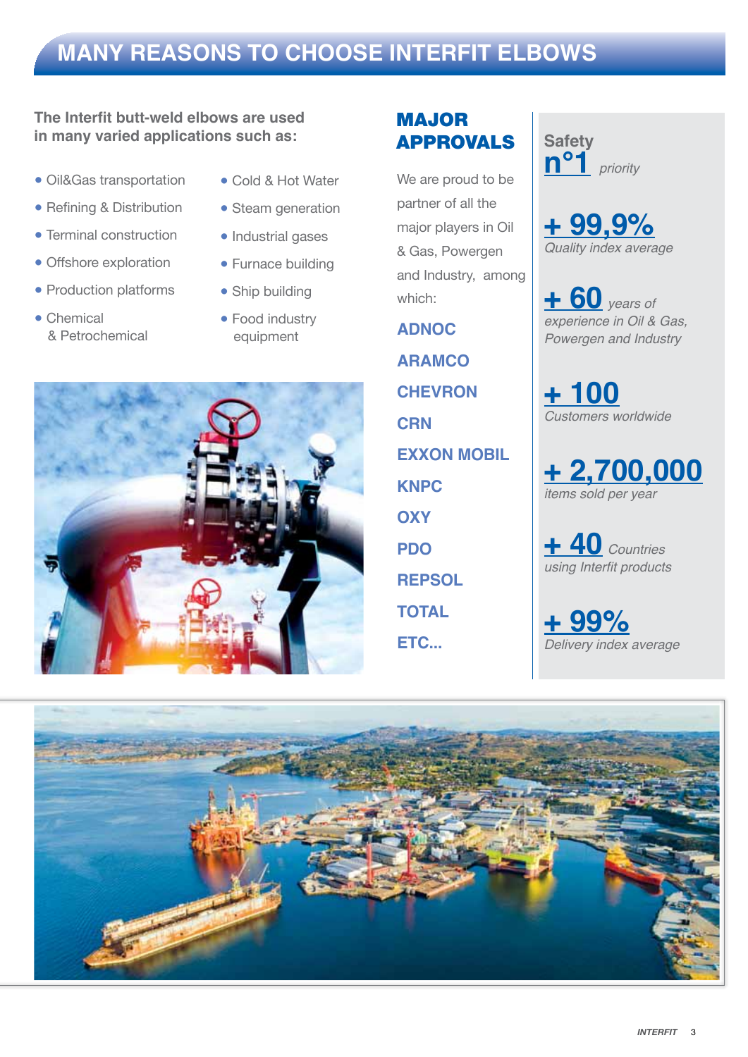# MANY REASONS TO CHOOSE INTERFIT ELBOWS

**The Interfit butt-weld elbows are used in many varied applications such as:**

- Oil&Gas transportation
- Refining & Distribution
- Terminal construction
- Offshore exploration
- Production platforms
- Chemical & Petrochemical
- Cold & Hot Water
- Steam generation
- Industrial gases
- Furnace building
- Ship building
- Food industry equipment

## MAJOR APPROVALS

We are proud to be partner of all the major players in Oil & Gas, Powergen and Industry, among which:

**ADNOC**

**ARAMCO**

**CHEVRON**

**CRN**

**EXXON MOBIL**

**KNPC**

**OXY**

**PDO**

**REPSOL**

**TOTAL**

**ETC...**

**Safety n°1** *priority*

**+ 99,9%** *Quality index average*

**+ 60** *years of experience in Oil & Gas, Powergen and Industry*

**+ 100** *Customers worldwide*

**+ 2,700,000** *items sold per year*

**+ 40** *Countries using Interfit products*

**+ 99%** *Delivery index average*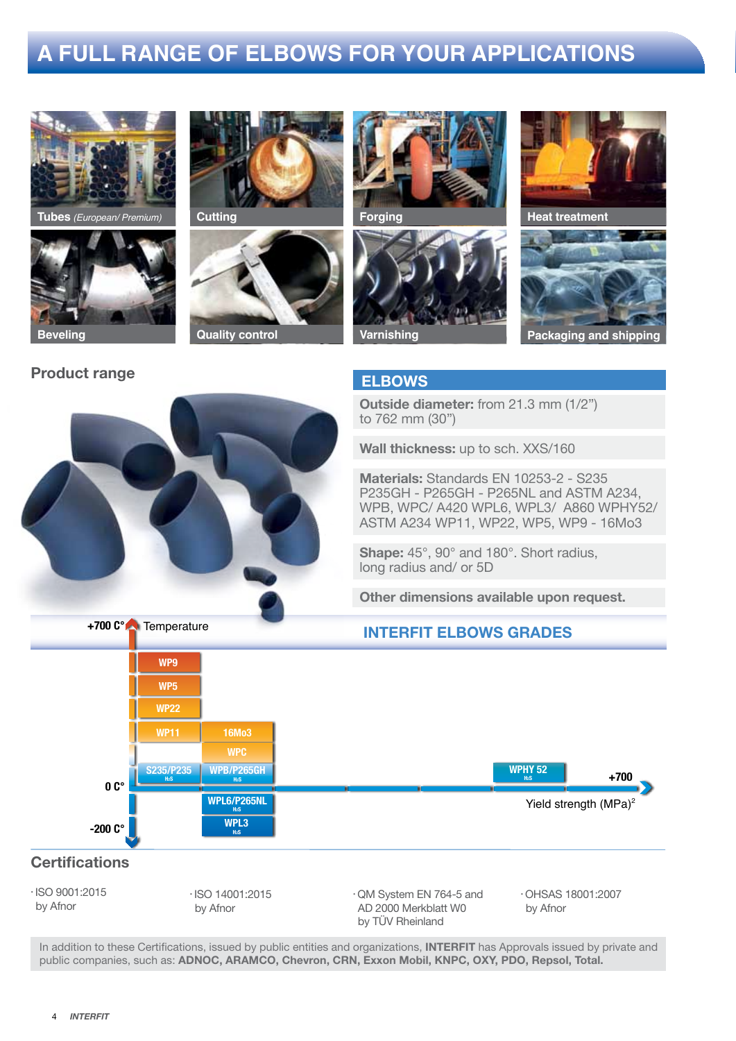# A FULL RANGE OF ELBOWS FOR YOUR APPLICATIONS

Tubes *(European/ Premium)*

Cutting

Forging

Heat treatment

Beveling

Quality control

Varnishing

Packaging and shipping

## Product range

## ELBOWS

**Outside diameter:** from 21.3 mm (1/2") to 762 mm (30")

**Wall thickness:** up to sch. XXS/160

**Materials:** Standards EN 10253-2 - S235 P235GH - P265GH - P265NL and ASTM A234, WPB, WPC/ A420 WPL6, WPL3/ A860 WPHY52/ ASTM A234 WP11, WP22, WP5, WP9 - 16Mo3

**Shape:** 45°, 90° and 180°. Short radius, long radius and/ or 5D

**Other dimensions available upon request.**

## INTERFIT ELBOWS GRADES

+700 C° Temperature

WP9

WP5

WP22

WP11 | 16Mo3

WPC

S235/P235 H₂S | WPB/P265GH H₂S | WPHY 52 H₂S

0 C° ... +700 Yield strength (MPa)[2]

WPL6/P265NL H₂S

WPL3 H₂S

-200 C°

## Certifications

- ISO 9001:2015 by Afnor
- ISO 14001:2015 by Afnor
- QM System EN 764-5 and AD 2000 Merkblatt W0 by TÜV Rheinland
- OHSAS 18001:2007 by Afnor

In addition to these Certifications, issued by public entities and organizations, **INTERFIT** has Approvals issued by private and public companies, such as: **ADNOC, ARAMCO, Chevron, CRN, Exxon Mobil, KNPC, OXY, PDO, Repsol, Total.**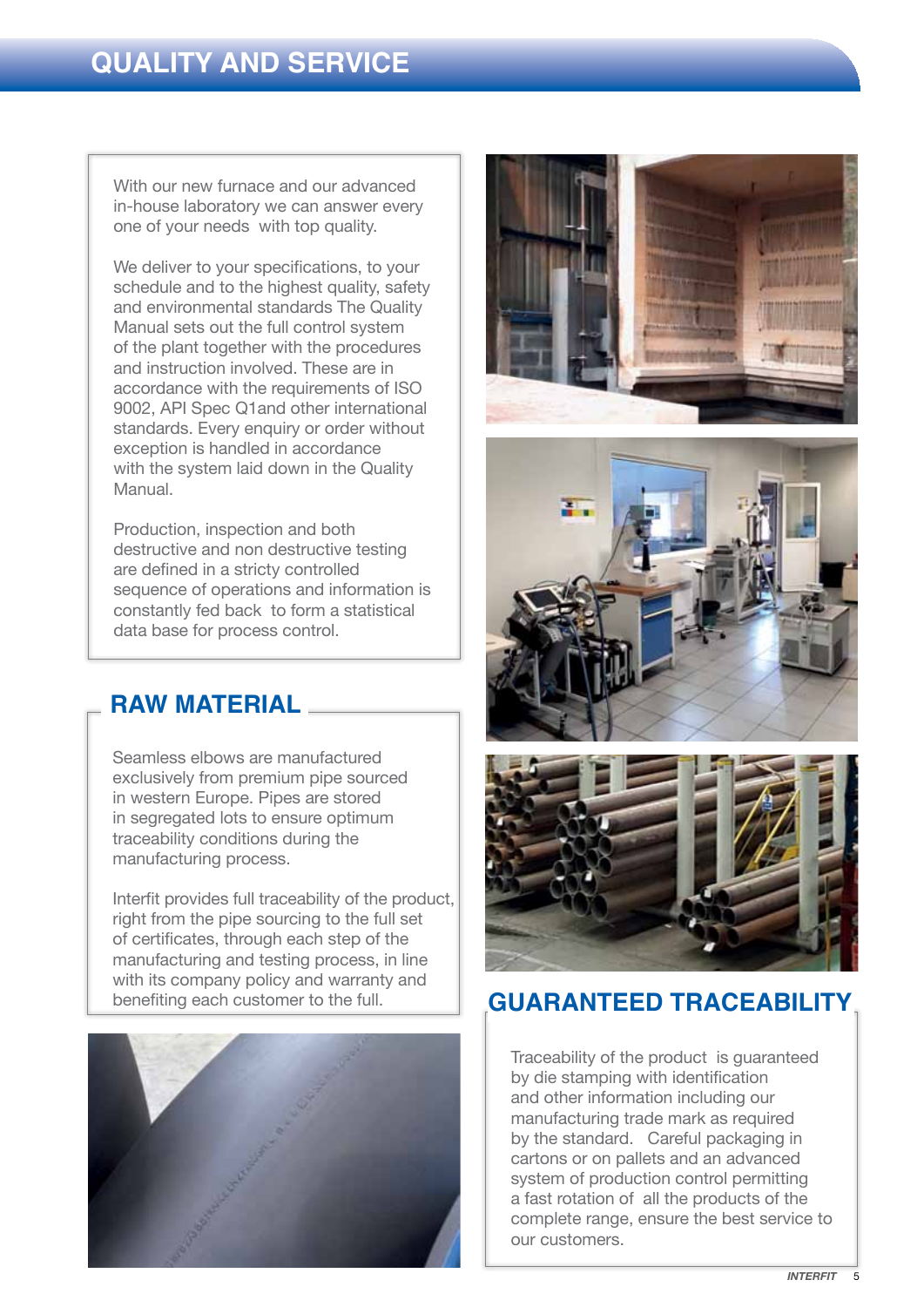# QUALITY AND SERVICE

With our new furnace and our advanced in-house laboratory we can answer every one of your needs with top quality.

We deliver to your specifications, to your schedule and to the highest quality, safety and environmental standards The Quality Manual sets out the full control system of the plant together with the procedures and instruction involved. These are in accordance with the requirements of ISO 9002, API Spec Q1and other international standards. Every enquiry or order without exception is handled in accordance with the system laid down in the Quality Manual.

Production, inspection and both destructive and non destructive testing are defined in a stricty controlled sequence of operations and information is constantly fed back to form a statistical data base for process control.

## RAW MATERIAL

Seamless elbows are manufactured exclusively from premium pipe sourced in western Europe. Pipes are stored in segregated lots to ensure optimum traceability conditions during the manufacturing process.

Interfit provides full traceability of the product, right from the pipe sourcing to the full set of certificates, through each step of the manufacturing and testing process, in line with its company policy and warranty and benefiting each customer to the full.

## GUARANTEED TRACEABILITY

Traceability of the product is guaranteed by die stamping with identification and other information including our manufacturing trade mark as required by the standard. Careful packaging in cartons or on pallets and an advanced system of production control permitting a fast rotation of all the products of the complete range, ensure the best service to our customers.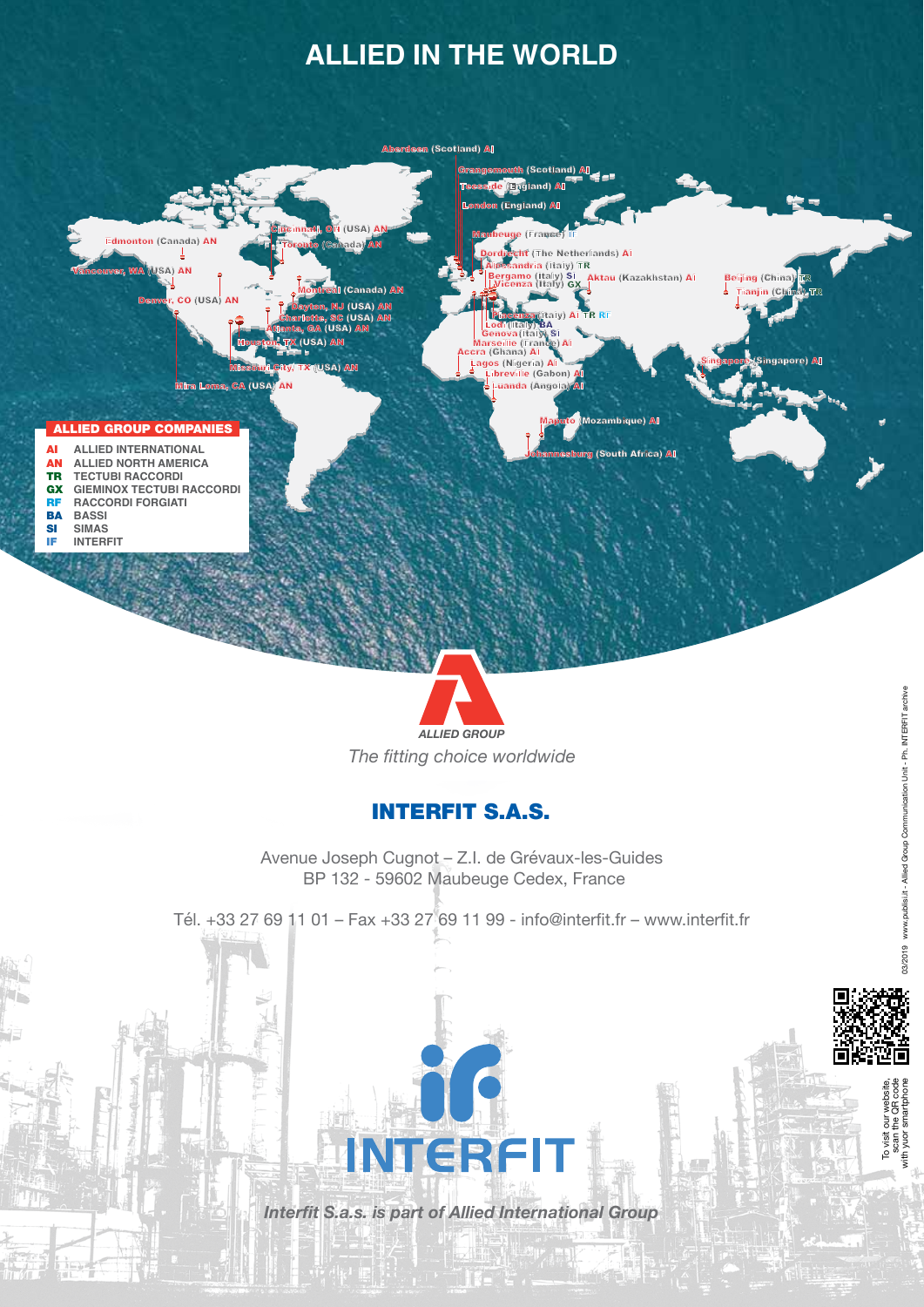# ALLIED IN THE WORLD

Aberdeen (Scotland) AI
Grangemouth (Scotland) AI
Teesside (England) AI
London (England) AI
Maubeuge (France) IF
Dordrecht (The Netherlands) AI
Alessandria (Italy) TR
Bergamo (Italy) SI
Vicenza (Italy) GX
Aktau (Kazakhstan) AI
Beijing (China) TR
Tianjin (China) TR
Piacenza (Italy) AI TR RF
Lodi (Italy) BA
Genova (Italy) SI
Marseille (France) AI
Accra (Ghana) AI
Lagos (Nigeria) AI
Libreville (Gabon) AI
Luanda (Angola) AI
Singapore (Singapore) AI
Maputo (Mozambique) AI
Johannesburg (South Africa) AI
Edmonton (Canada) AN
Vancouver, WA (USA) AN
Cincinnati, OH (USA) AN
Toronto (Canada) AN
Montreal (Canada) AN
Denver, CO (USA) AN
Dayton, NJ (USA) AN
Charlotte, SC (USA) AN
Atlanta, GA (USA) AN
Houston, TX (USA) AN
Missouri City, TX (USA) AN
Mira Loma, CA (USA) AN

**ALLIED GROUP COMPANIES**

- **AI** ALLIED INTERNATIONAL
- **AN** ALLIED NORTH AMERICA
- **TR** TECTUBI RACCORDI
- **GX** GIEMINOX TECTUBI RACCORDI
- **RF** RACCORDI FORGIATI
- **BA** BASSI
- **SI** SIMAS
- **IF** INTERFIT

*ALLIED GROUP*

*The fitting choice worldwide*

## INTERFIT S.A.S.

Avenue Joseph Cugnot – Z.I. de Grévaux-les-Guides
BP 132 - 59602 Maubeuge Cedex, France

Tél. +33 27 69 11 01 – Fax +33 27 69 11 99 - info@interfit.fr – www.interfit.fr

INTERFIT

*Interfit S.a.s. is part of Allied International Group*

To visit our website, scan the QR code with yuor smartphone

03/2019 www.publisi.it - Allied Group Communication Unit - Ph. INTERFIT archive